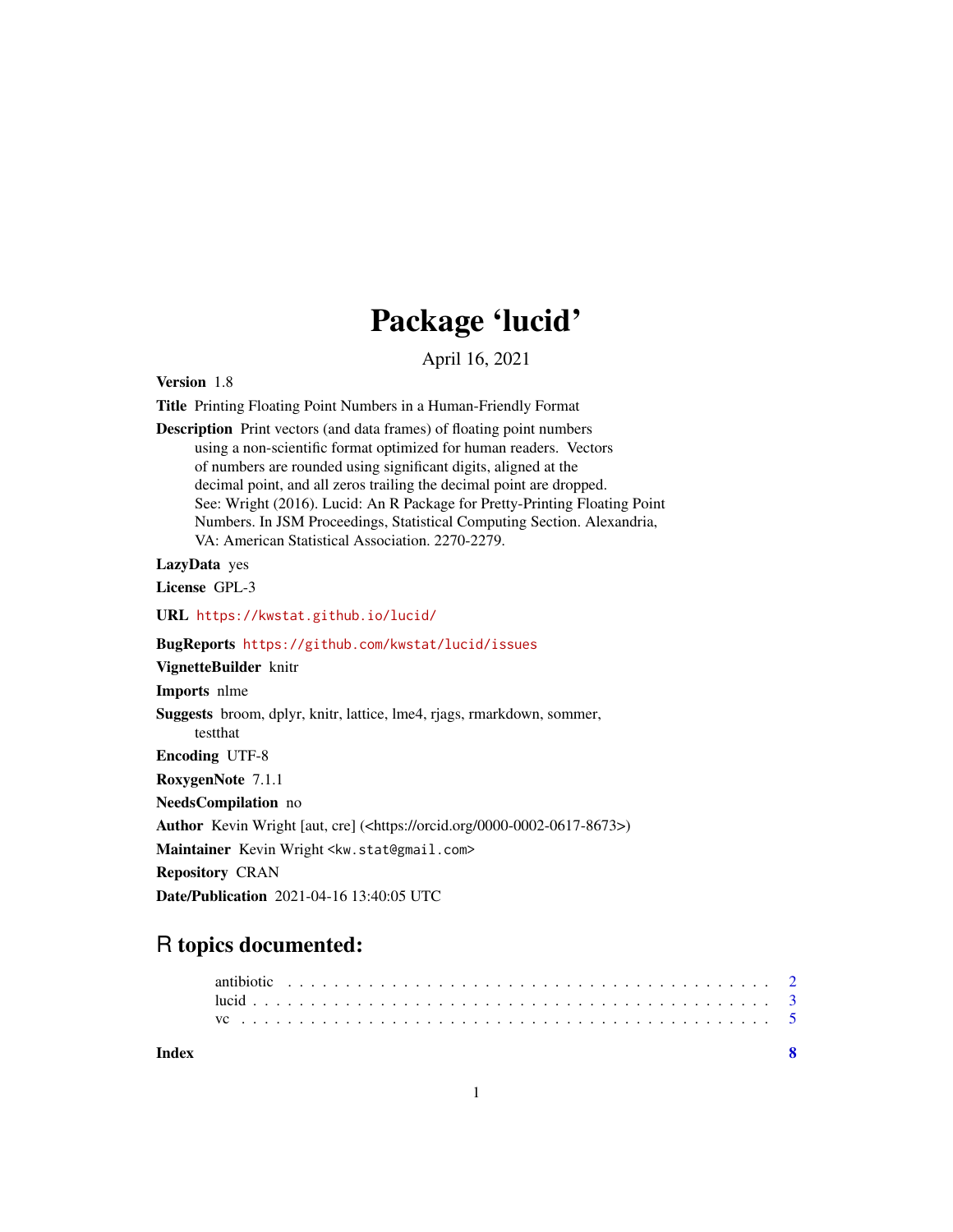# Package 'lucid'

April 16, 2021

**Version** 1.8

**Title** Printing Floating Point Numbers in a Human-Friendly Format

**Description** Print vectors (and data frames) of floating point numbers using a non-scientific format optimized for human readers. Vectors of numbers are rounded using significant digits, aligned at the decimal point, and all zeros trailing the decimal point are dropped. See: Wright (2016). Lucid: An R Package for Pretty-Printing Floating Point Numbers. In JSM Proceedings, Statistical Computing Section. Alexandria, VA: American Statistical Association. 2270-2279.

**LazyData** yes

**License** GPL-3

**URL** https://kwstat.github.io/lucid/

**BugReports** https://github.com/kwstat/lucid/issues

**VignetteBuilder** knitr

**Imports** nlme

**Suggests** broom, dplyr, knitr, lattice, lme4, rjags, rmarkdown, sommer, testthat

**Encoding** UTF-8

**RoxygenNote** 7.1.1

**NeedsCompilation** no

**Author** Kevin Wright [aut, cre] (<https://orcid.org/0000-0002-0617-8673>)

**Maintainer** Kevin Wright <kw.stat@gmail.com>

**Repository** CRAN

**Date/Publication** 2021-04-16 13:40:05 UTC

## R topics documented:

antibiotic . . . . . . . . . . . . . . . . . . . . . . . . . . . . . . . . . . . . . . . . 2
lucid . . . . . . . . . . . . . . . . . . . . . . . . . . . . . . . . . . . . . . . . . . . 3
vc . . . . . . . . . . . . . . . . . . . . . . . . . . . . . . . . . . . . . . . . . . . . 5

**Index** **8**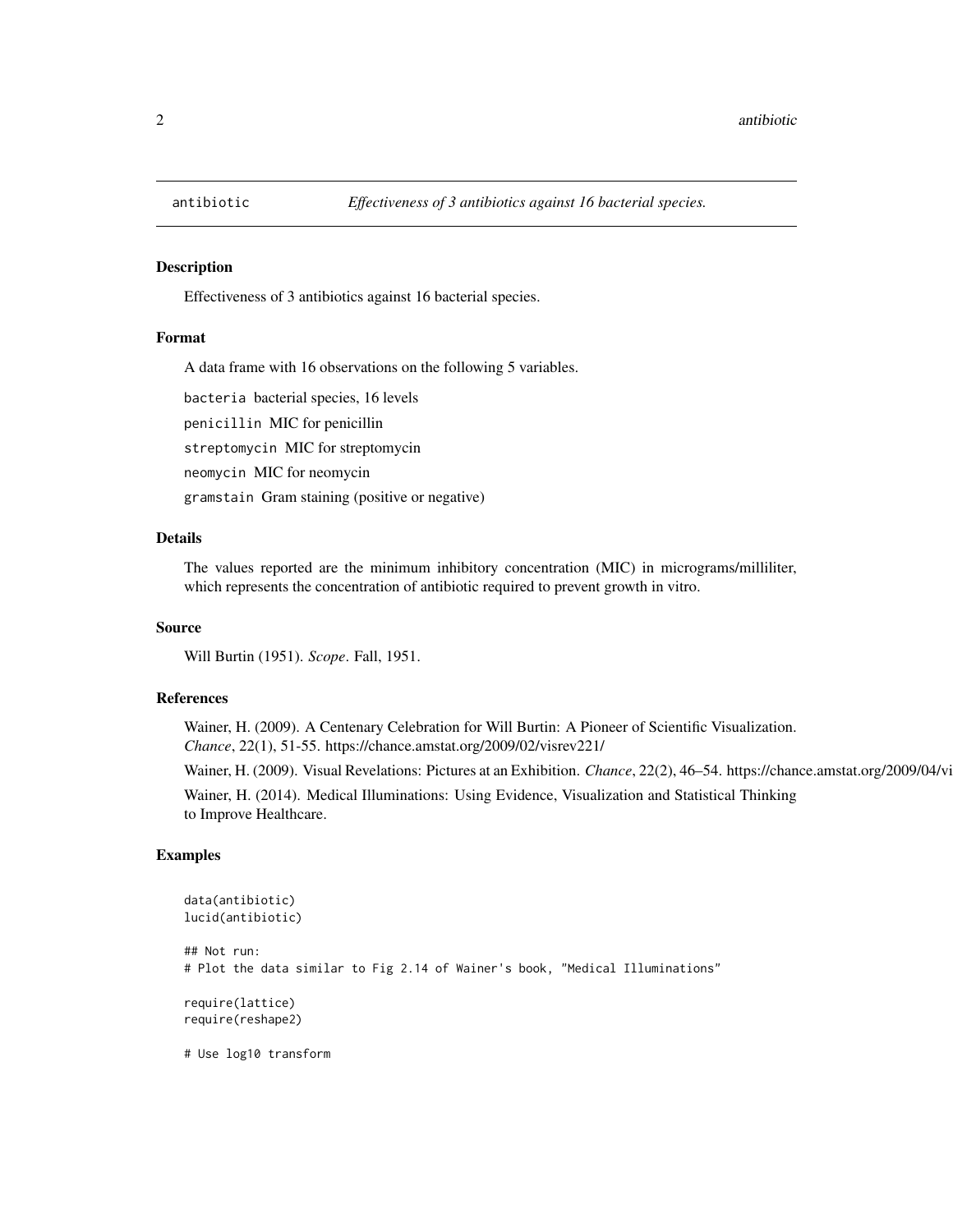antibiotic — *Effectiveness of 3 antibiotics against 16 bacterial species.*

## Description

Effectiveness of 3 antibiotics against 16 bacterial species.

## Format

A data frame with 16 observations on the following 5 variables.

- `bacteria` bacterial species, 16 levels
- `penicillin` MIC for penicillin
- `streptomycin` MIC for streptomycin
- `neomycin` MIC for neomycin
- `gramstain` Gram staining (positive or negative)

## Details

The values reported are the minimum inhibitory concentration (MIC) in micrograms/milliliter, which represents the concentration of antibiotic required to prevent growth in vitro.

## Source

Will Burtin (1951). *Scope*. Fall, 1951.

## References

Wainer, H. (2009). A Centenary Celebration for Will Burtin: A Pioneer of Scientific Visualization. *Chance*, 22(1), 51-55. https://chance.amstat.org/2009/02/visrev221/

Wainer, H. (2009). Visual Revelations: Pictures at an Exhibition. *Chance*, 22(2), 46–54. https://chance.amstat.org/2009/04/vi

Wainer, H. (2014). Medical Illuminations: Using Evidence, Visualization and Statistical Thinking to Improve Healthcare.

## Examples

```
data(antibiotic)
lucid(antibiotic)

## Not run:
# Plot the data similar to Fig 2.14 of Wainer's book, "Medical Illuminations"

require(lattice)
require(reshape2)

# Use log10 transform
```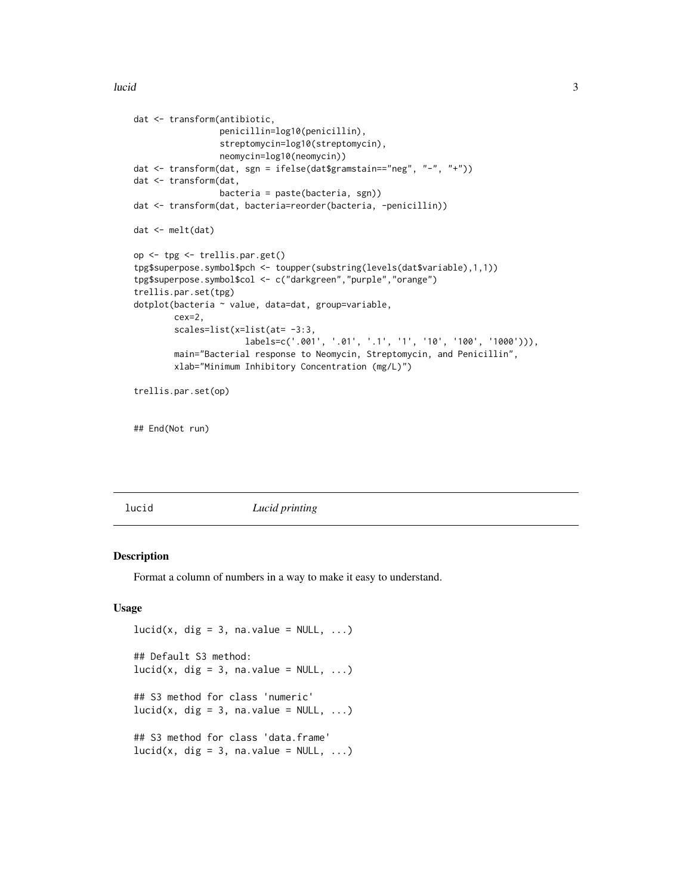```
dat <- transform(antibiotic,
                 penicillin=log10(penicillin),
                 streptomycin=log10(streptomycin),
                 neomycin=log10(neomycin))
dat <- transform(dat, sgn = ifelse(dat$gramstain=="neg", "-", "+"))
dat <- transform(dat,
                 bacteria = paste(bacteria, sgn))
dat <- transform(dat, bacteria=reorder(bacteria, -penicillin))

dat <- melt(dat)

op <- tpg <- trellis.par.get()
tpg$superpose.symbol$pch <- toupper(substring(levels(dat$variable),1,1))
tpg$superpose.symbol$col <- c("darkgreen","purple","orange")
trellis.par.set(tpg)
dotplot(bacteria ~ value, data=dat, group=variable,
        cex=2,
        scales=list(x=list(at= -3:3,
                      labels=c('.001', '.01', '.1', '1', '10', '100', '1000'))),
        main="Bacterial response to Neomycin, Streptomycin, and Penicillin",
        xlab="Minimum Inhibitory Concentration (mg/L)")

trellis.par.set(op)


## End(Not run)
```

## lucid — *Lucid printing*

### Description

Format a column of numbers in a way to make it easy to understand.

### Usage

```
lucid(x, dig = 3, na.value = NULL, ...)

## Default S3 method:
lucid(x, dig = 3, na.value = NULL, ...)

## S3 method for class 'numeric'
lucid(x, dig = 3, na.value = NULL, ...)

## S3 method for class 'data.frame'
lucid(x, dig = 3, na.value = NULL, ...)
```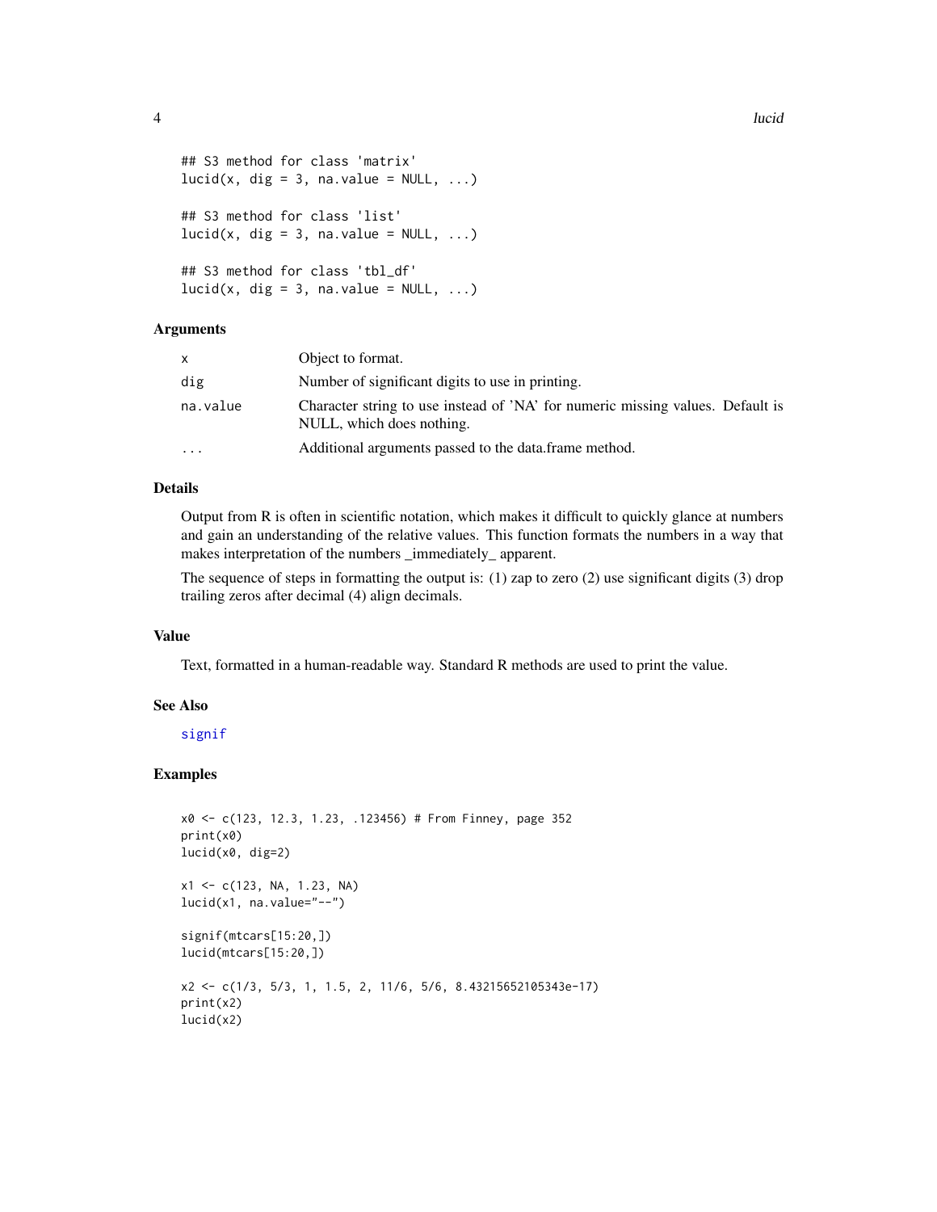```
## S3 method for class 'matrix'
lucid(x, dig = 3, na.value = NULL, ...)

## S3 method for class 'list'
lucid(x, dig = 3, na.value = NULL, ...)

## S3 method for class 'tbl_df'
lucid(x, dig = 3, na.value = NULL, ...)
```

## Arguments

| | |
|---|---|
| `x` | Object to format. |
| `dig` | Number of significant digits to use in printing. |
| `na.value` | Character string to use instead of 'NA' for numeric missing values. Default is NULL, which does nothing. |
| `...` | Additional arguments passed to the data.frame method. |

## Details

Output from R is often in scientific notation, which makes it difficult to quickly glance at numbers and gain an understanding of the relative values. This function formats the numbers in a way that makes interpretation of the numbers _immediately_ apparent.

The sequence of steps in formatting the output is: (1) zap to zero (2) use significant digits (3) drop trailing zeros after decimal (4) align decimals.

## Value

Text, formatted in a human-readable way. Standard R methods are used to print the value.

## See Also

`signif`

## Examples

```
x0 <- c(123, 12.3, 1.23, .123456) # From Finney, page 352
print(x0)
lucid(x0, dig=2)

x1 <- c(123, NA, 1.23, NA)
lucid(x1, na.value="--")

signif(mtcars[15:20,])
lucid(mtcars[15:20,])

x2 <- c(1/3, 5/3, 1, 1.5, 2, 11/6, 5/6, 8.43215652105343e-17)
print(x2)
lucid(x2)
```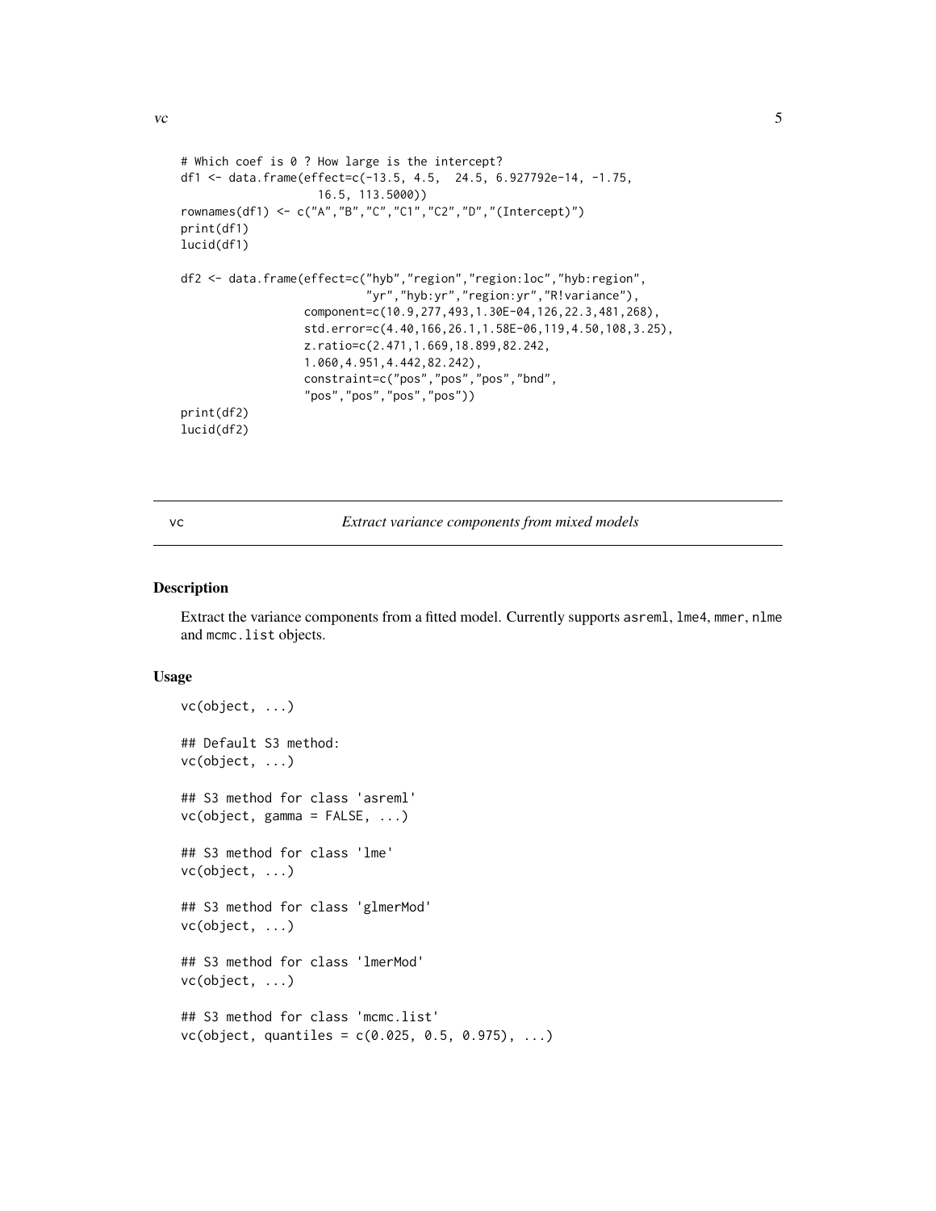```
# Which coef is 0 ? How large is the intercept?
df1 <- data.frame(effect=c(-13.5, 4.5,  24.5, 6.927792e-14, -1.75,
                    16.5, 113.5000))
rownames(df1) <- c("A","B","C","C1","C2","D","(Intercept)")
print(df1)
lucid(df1)

df2 <- data.frame(effect=c("hyb","region","region:loc","hyb:region",
                          "yr","hyb:yr","region:yr","R!variance"),
                  component=c(10.9,277,493,1.30E-04,126,22.3,481,268),
                  std.error=c(4.40,166,26.1,1.58E-06,119,4.50,108,3.25),
                  z.ratio=c(2.471,1.669,18.899,82.242,
                  1.060,4.951,4.442,82.242),
                  constraint=c("pos","pos","pos","bnd",
                  "pos","pos","pos","pos"))
print(df2)
lucid(df2)
```

---

vc — *Extract variance components from mixed models*

---

### Description

Extract the variance components from a fitted model. Currently supports `asreml`, `lme4`, `mmer`, `nlme` and `mcmc.list` objects.

### Usage

```
vc(object, ...)

## Default S3 method:
vc(object, ...)

## S3 method for class 'asreml'
vc(object, gamma = FALSE, ...)

## S3 method for class 'lme'
vc(object, ...)

## S3 method for class 'glmerMod'
vc(object, ...)

## S3 method for class 'lmerMod'
vc(object, ...)

## S3 method for class 'mcmc.list'
vc(object, quantiles = c(0.025, 0.5, 0.975), ...)
```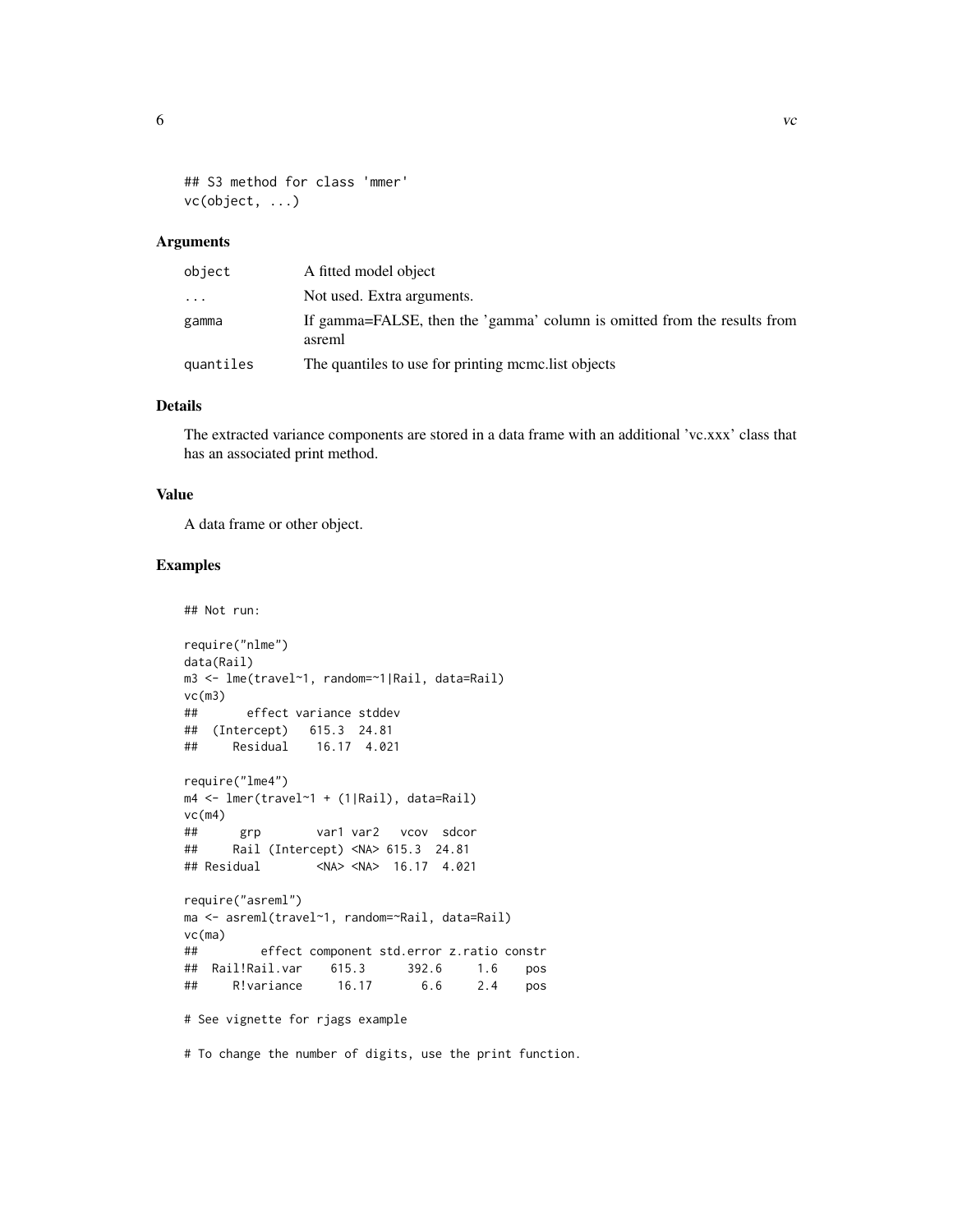```
## S3 method for class 'mmer'
vc(object, ...)
```

### Arguments

| | |
|---|---|
| object | A fitted model object |
| ... | Not used. Extra arguments. |
| gamma | If gamma=FALSE, then the 'gamma' column is omitted from the results from asreml |
| quantiles | The quantiles to use for printing mcmc.list objects |

### Details

The extracted variance components are stored in a data frame with an additional 'vc.xxx' class that has an associated print method.

### Value

A data frame or other object.

### Examples

```
## Not run:

require("nlme")
data(Rail)
m3 <- lme(travel~1, random=~1|Rail, data=Rail)
vc(m3)
##       effect variance stddev
##  (Intercept)    615.3  24.81
##     Residual    16.17  4.021

require("lme4")
m4 <- lmer(travel~1 + (1|Rail), data=Rail)
vc(m4)
##      grp        var1 var2   vcov  sdcor
##     Rail (Intercept) <NA> 615.3  24.81
## Residual        <NA> <NA>  16.17  4.021

require("asreml")
ma <- asreml(travel~1, random=~Rail, data=Rail)
vc(ma)
##         effect component std.error z.ratio constr
##  Rail!Rail.var     615.3     392.6     1.6    pos
##     R!variance     16.17       6.6     2.4    pos

# See vignette for rjags example

# To change the number of digits, use the print function.
```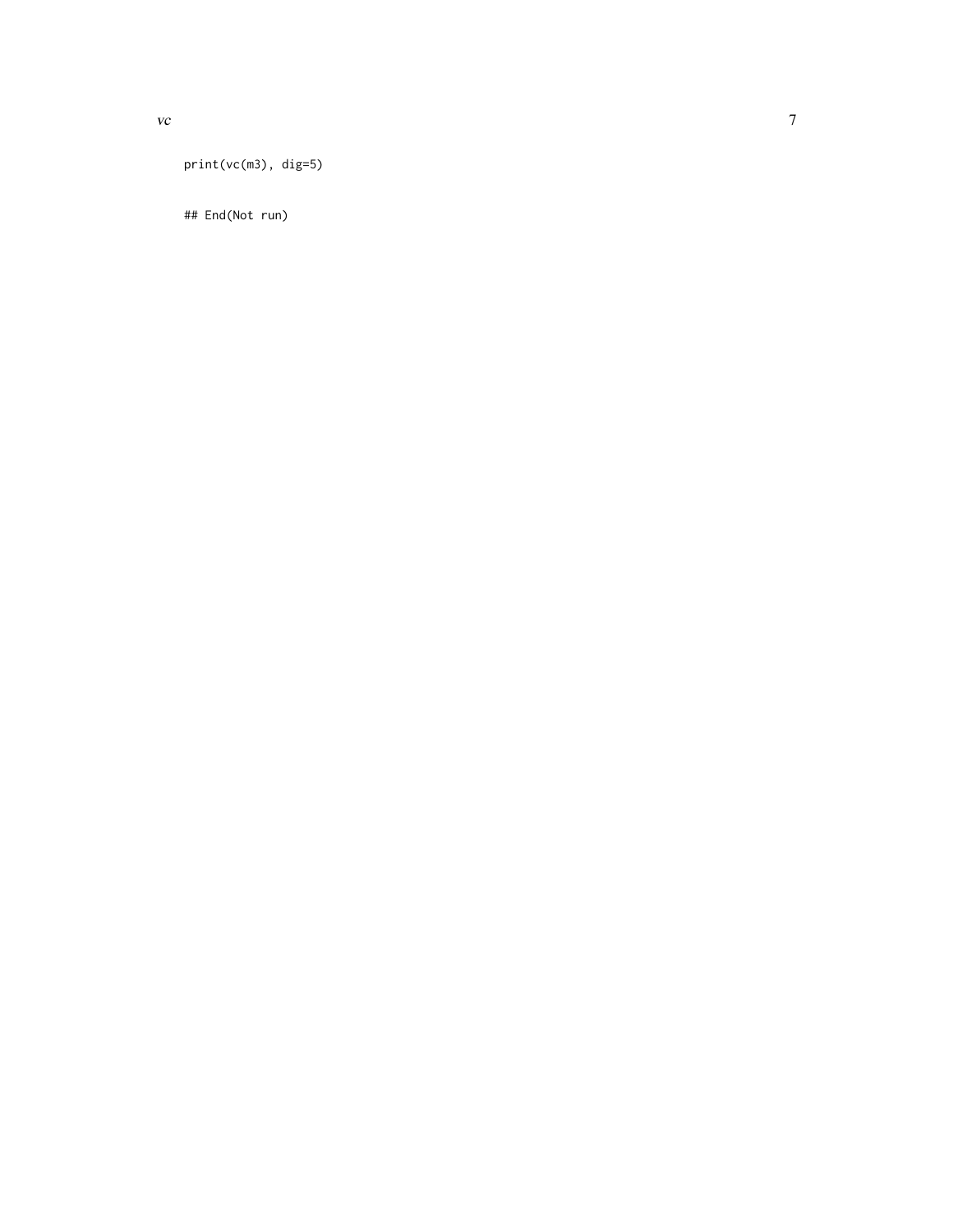```
print(vc(m3), dig=5)

## End(Not run)
```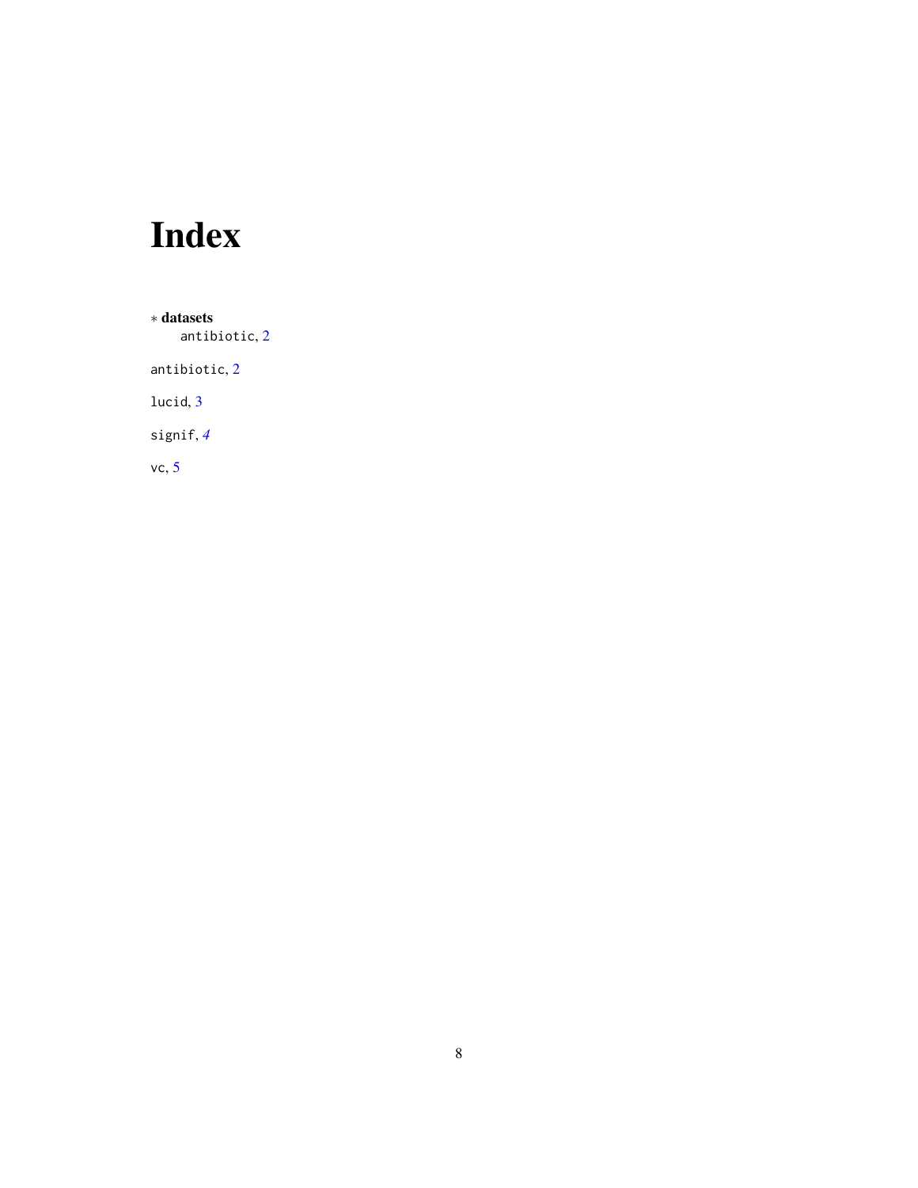# Index

∗ **datasets**
    antibiotic, 2

antibiotic, 2

lucid, 3

signif, *4*

vc, 5